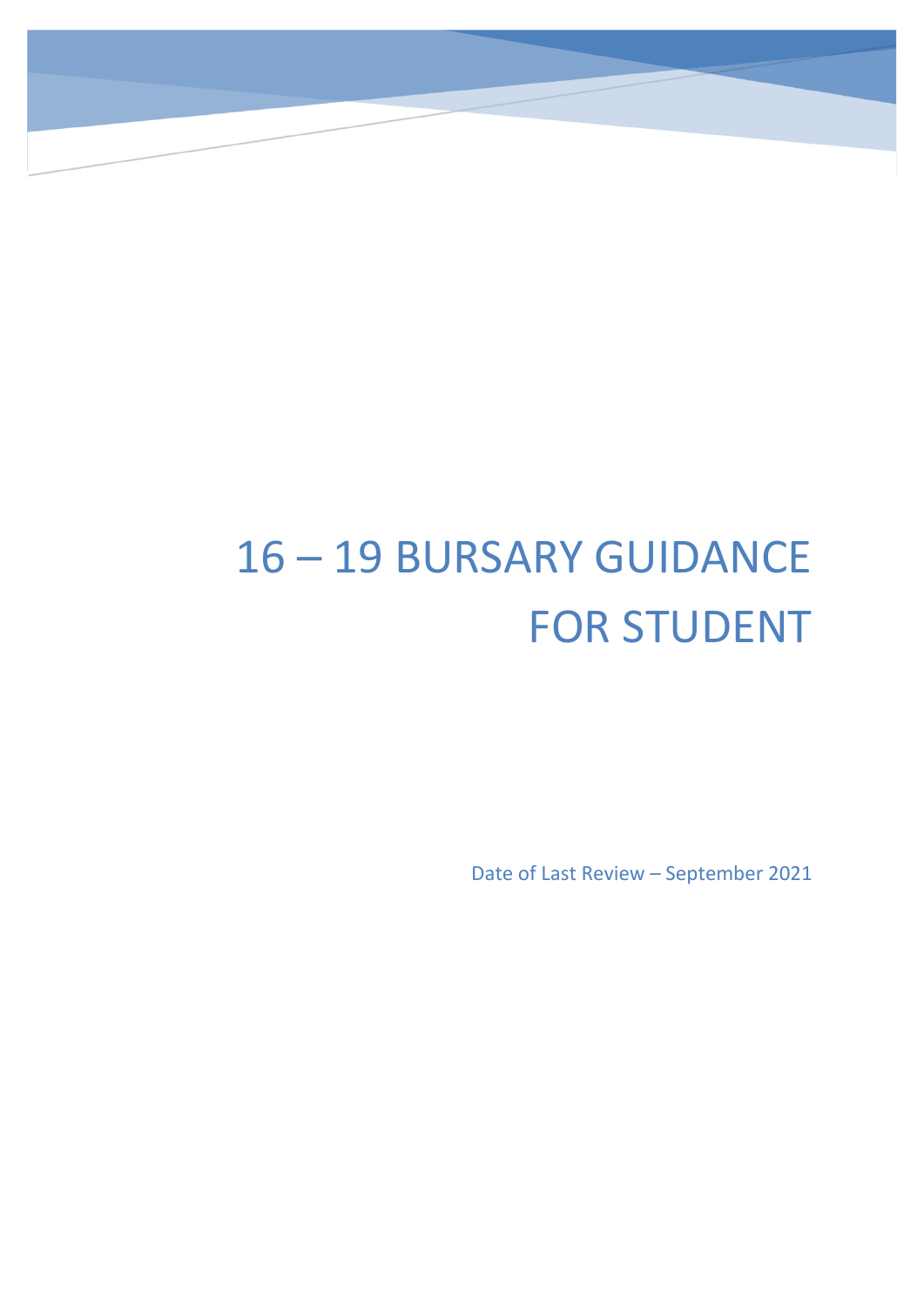# 16 – 19 BURSARY GUIDANCE FOR STUDENT

Date of Last Review – September 2021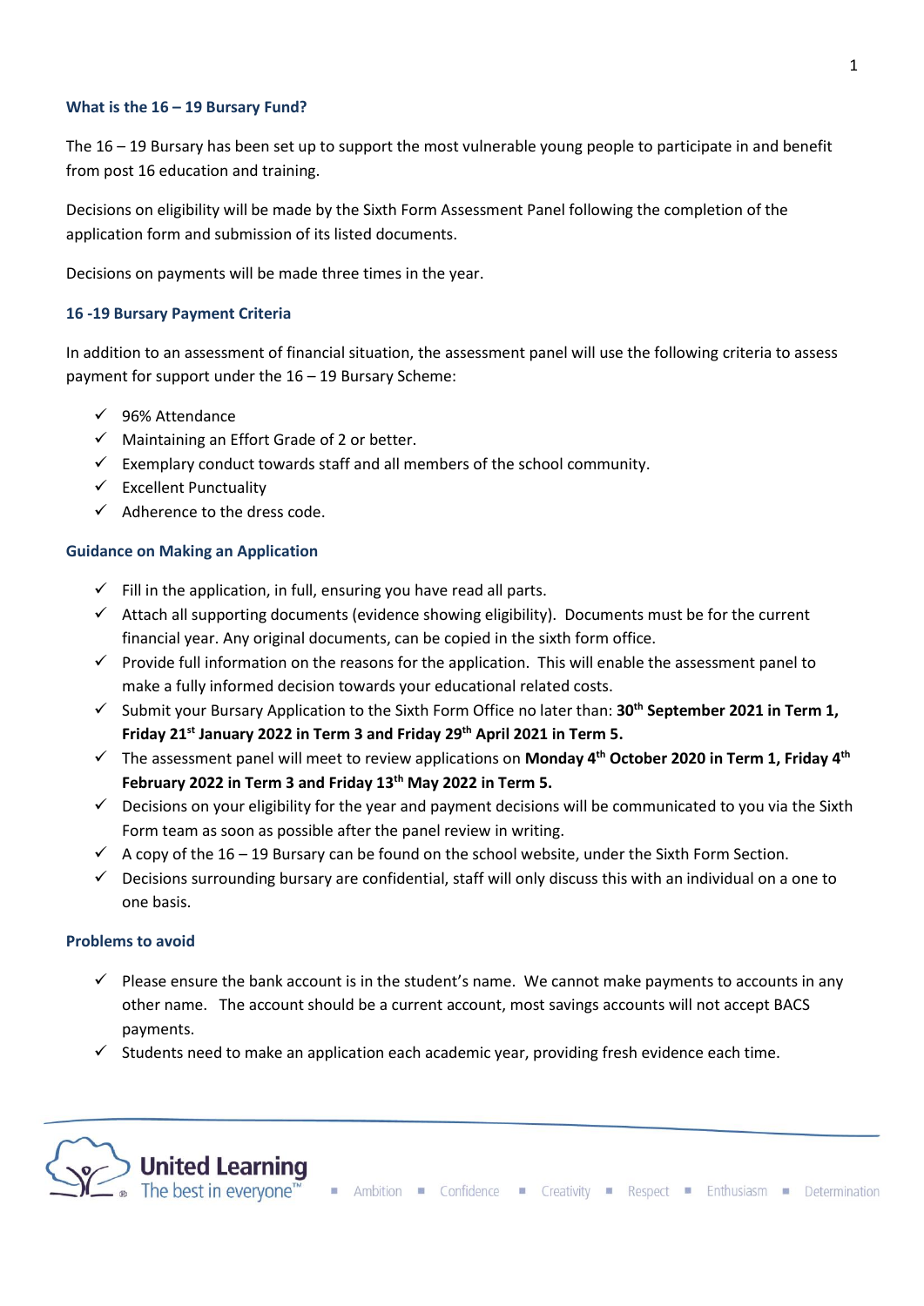### What is the 16 – 19 Bursary Fund?

The 16 – 19 Bursary has been set up to support the most vulnerable young people to participate in and benefit from post 16 education and training.

Decisions on eligibility will be made by the Sixth Form Assessment Panel following the completion of the application form and submission of its listed documents.

Decisions on payments will be made three times in the year.

### 16 -19 Bursary Payment Criteria

In addition to an assessment of financial situation, the assessment panel will use the following criteria to assess payment for support under the 16 – 19 Bursary Scheme:

- ✓ 96% Attendance
- ✓ Maintaining an Effort Grade of 2 or better.
- ✓ Exemplary conduct towards staff and all members of the school community.
- ✓ Excellent Punctuality
- ✓ Adherence to the dress code.

### Guidance on Making an Application

- ✓ Fill in the application, in full, ensuring you have read all parts.
- ✓ Attach all supporting documents (evidence showing eligibility). Documents must be for the current financial year. Any original documents, can be copied in the sixth form office.
- ✓ Provide full information on the reasons for the application. This will enable the assessment panel to make a fully informed decision towards your educational related costs.
- ✓ Submit your Bursary Application to the Sixth Form Office no later than: **30th September 2021 in Term 1, Friday 21st January 2022 in Term 3 and Friday 29th April 2021 in Term 5.**
- ✓ The assessment panel will meet to review applications on **Monday 4th October 2020 in Term 1, Friday 4th February 2022 in Term 3 and Friday 13th May 2022 in Term 5.**
- ✓ Decisions on your eligibility for the year and payment decisions will be communicated to you via the Sixth Form team as soon as possible after the panel review in writing.
- ✓ A copy of the 16 – 19 Bursary can be found on the school website, under the Sixth Form Section.
- ✓ Decisions surrounding bursary are confidential, staff will only discuss this with an individual on a one to one basis.

### Problems to avoid

- ✓ Please ensure the bank account is in the student's name. We cannot make payments to accounts in any other name. The account should be a current account, most savings accounts will not accept BACS payments.
- ✓ Students need to make an application each academic year, providing fresh evidence each time.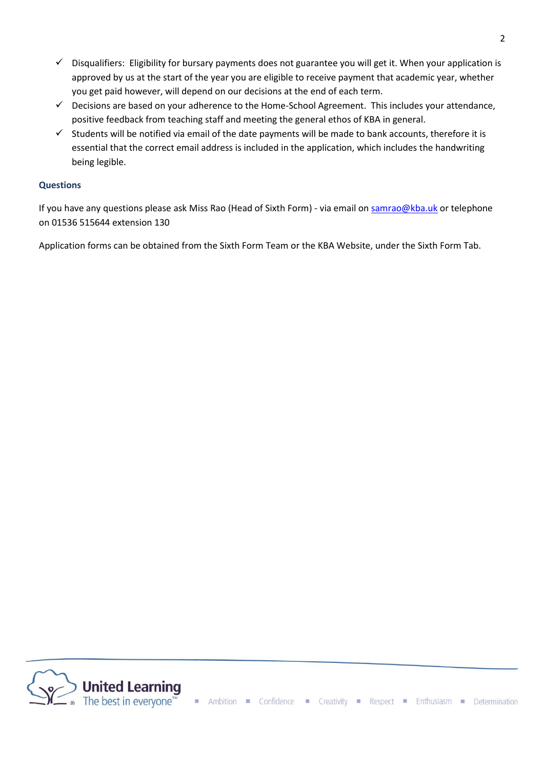- ✓ Disqualifiers: Eligibility for bursary payments does not guarantee you will get it. When your application is approved by us at the start of the year you are eligible to receive payment that academic year, whether you get paid however, will depend on our decisions at the end of each term.
- ✓ Decisions are based on your adherence to the Home-School Agreement. This includes your attendance, positive feedback from teaching staff and meeting the general ethos of KBA in general.
- ✓ Students will be notified via email of the date payments will be made to bank accounts, therefore it is essential that the correct email address is included in the application, which includes the handwriting being legible.

### Questions

If you have any questions please ask Miss Rao (Head of Sixth Form) - via email on samrao@kba.uk or telephone on 01536 515644 extension 130

Application forms can be obtained from the Sixth Form Team or the KBA Website, under the Sixth Form Tab.